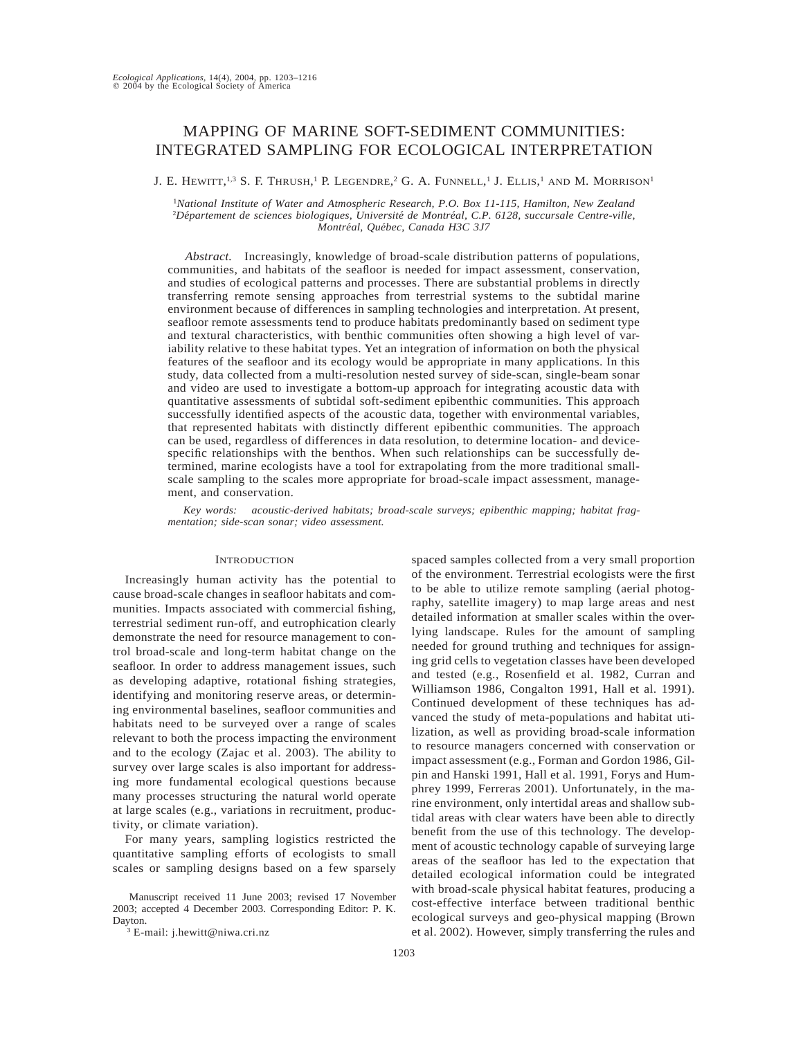# MAPPING OF MARINE SOFT-SEDIMENT COMMUNITIES: INTEGRATED SAMPLING FOR ECOLOGICAL INTERPRETATION

J. E. Hewitt,[1,3] S. F. Thrush,[1] P. Legendre,[2] G. A. Funnell,[1] J. Ellis,[1] and M. Morrison[1]

[1]*National Institute of Water and Atmospheric Research, P.O. Box 11-115, Hamilton, New Zealand*
[2]*Département de sciences biologiques, Université de Montréal, C.P. 6128, succursale Centre-ville, Montréal, Québec, Canada H3C 3J7*

*Abstract.* Increasingly, knowledge of broad-scale distribution patterns of populations, communities, and habitats of the seafloor is needed for impact assessment, conservation, and studies of ecological patterns and processes. There are substantial problems in directly transferring remote sensing approaches from terrestrial systems to the subtidal marine environment because of differences in sampling technologies and interpretation. At present, seafloor remote assessments tend to produce habitats predominantly based on sediment type and textural characteristics, with benthic communities often showing a high level of variability relative to these habitat types. Yet an integration of information on both the physical features of the seafloor and its ecology would be appropriate in many applications. In this study, data collected from a multi-resolution nested survey of side-scan, single-beam sonar and video are used to investigate a bottom-up approach for integrating acoustic data with quantitative assessments of subtidal soft-sediment epibenthic communities. This approach successfully identified aspects of the acoustic data, together with environmental variables, that represented habitats with distinctly different epibenthic communities. The approach can be used, regardless of differences in data resolution, to determine location- and device-specific relationships with the benthos. When such relationships can be successfully determined, marine ecologists have a tool for extrapolating from the more traditional small-scale sampling to the scales more appropriate for broad-scale impact assessment, management, and conservation.

*Key words: acoustic-derived habitats; broad-scale surveys; epibenthic mapping; habitat fragmentation; side-scan sonar; video assessment.*

## Introduction

Increasingly human activity has the potential to cause broad-scale changes in seafloor habitats and communities. Impacts associated with commercial fishing, terrestrial sediment run-off, and eutrophication clearly demonstrate the need for resource management to control broad-scale and long-term habitat change on the seafloor. In order to address management issues, such as developing adaptive, rotational fishing strategies, identifying and monitoring reserve areas, or determining environmental baselines, seafloor communities and habitats need to be surveyed over a range of scales relevant to both the process impacting the environment and to the ecology (Zajac et al. 2003). The ability to survey over large scales is also important for addressing more fundamental ecological questions because many processes structuring the natural world operate at large scales (e.g., variations in recruitment, productivity, or climate variation).

For many years, sampling logistics restricted the quantitative sampling efforts of ecologists to small scales or sampling designs based on a few sparsely spaced samples collected from a very small proportion of the environment. Terrestrial ecologists were the first to be able to utilize remote sampling (aerial photography, satellite imagery) to map large areas and nest detailed information at smaller scales within the overlying landscape. Rules for the amount of sampling needed for ground truthing and techniques for assigning grid cells to vegetation classes have been developed and tested (e.g., Rosenfield et al. 1982, Curran and Williamson 1986, Congalton 1991, Hall et al. 1991). Continued development of these techniques has advanced the study of meta-populations and habitat utilization, as well as providing broad-scale information to resource managers concerned with conservation or impact assessment (e.g., Forman and Gordon 1986, Gilpin and Hanski 1991, Hall et al. 1991, Forys and Humphrey 1999, Ferreras 2001). Unfortunately, in the marine environment, only intertidal areas and shallow subtidal areas with clear waters have been able to directly benefit from the use of this technology. The development of acoustic technology capable of surveying large areas of the seafloor has led to the expectation that detailed ecological information could be integrated with broad-scale physical habitat features, producing a cost-effective interface between traditional benthic ecological surveys and geo-physical mapping (Brown et al. 2002). However, simply transferring the rules and

Manuscript received 11 June 2003; revised 17 November 2003; accepted 4 December 2003. Corresponding Editor: P. K. Dayton.

[3] E-mail: j.hewitt@niwa.cri.nz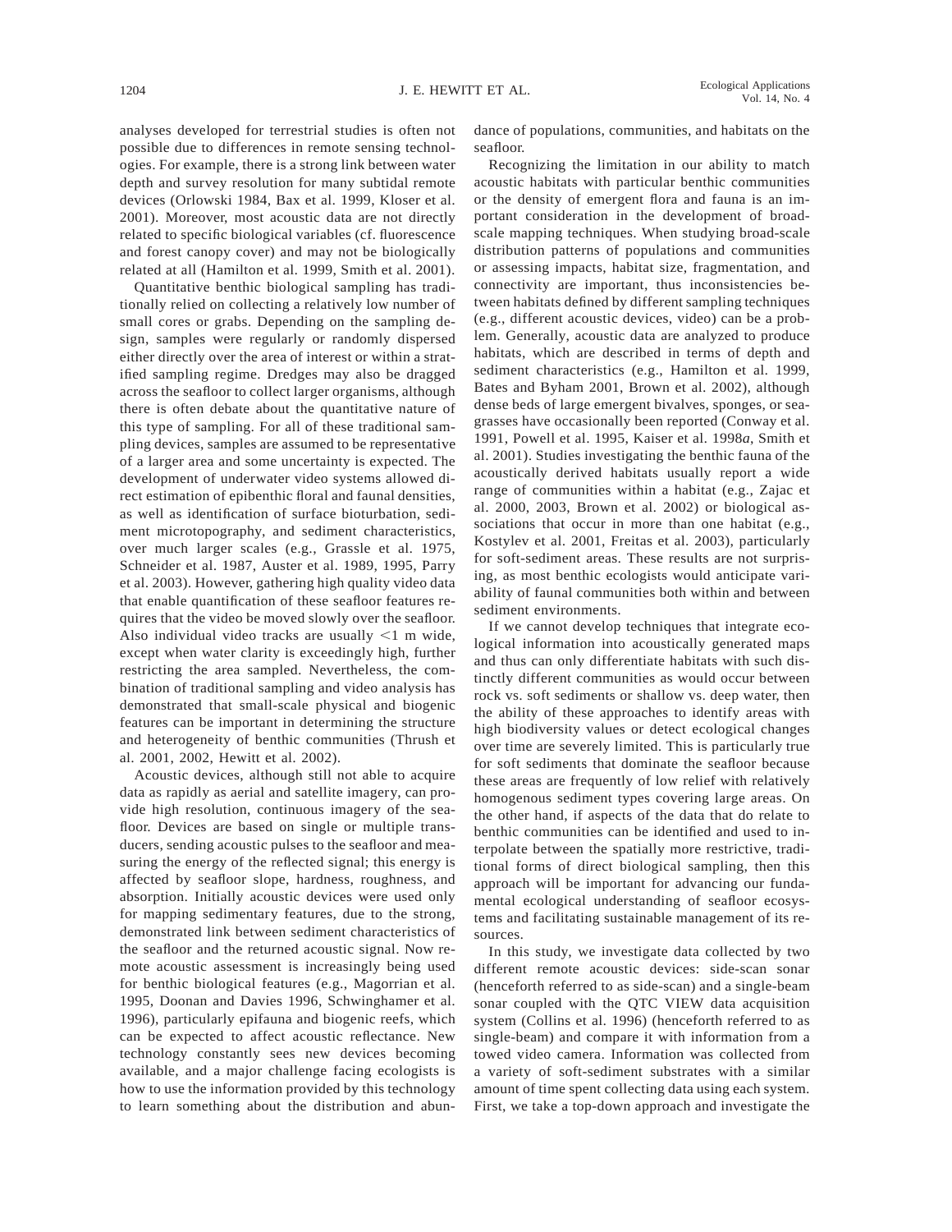analyses developed for terrestrial studies is often not possible due to differences in remote sensing technologies. For example, there is a strong link between water depth and survey resolution for many subtidal remote devices (Orlowski 1984, Bax et al. 1999, Kloser et al. 2001). Moreover, most acoustic data are not directly related to specific biological variables (cf. fluorescence and forest canopy cover) and may not be biologically related at all (Hamilton et al. 1999, Smith et al. 2001).

Quantitative benthic biological sampling has traditionally relied on collecting a relatively low number of small cores or grabs. Depending on the sampling design, samples were regularly or randomly dispersed either directly over the area of interest or within a stratified sampling regime. Dredges may also be dragged across the seafloor to collect larger organisms, although there is often debate about the quantitative nature of this type of sampling. For all of these traditional sampling devices, samples are assumed to be representative of a larger area and some uncertainty is expected. The development of underwater video systems allowed direct estimation of epibenthic floral and faunal densities, as well as identification of surface bioturbation, sediment microtopography, and sediment characteristics, over much larger scales (e.g., Grassle et al. 1975, Schneider et al. 1987, Auster et al. 1989, 1995, Parry et al. 2003). However, gathering high quality video data that enable quantification of these seafloor features requires that the video be moved slowly over the seafloor. Also individual video tracks are usually $<1$ m wide, except when water clarity is exceedingly high, further restricting the area sampled. Nevertheless, the combination of traditional sampling and video analysis has demonstrated that small-scale physical and biogenic features can be important in determining the structure and heterogeneity of benthic communities (Thrush et al. 2001, 2002, Hewitt et al. 2002).

Acoustic devices, although still not able to acquire data as rapidly as aerial and satellite imagery, can provide high resolution, continuous imagery of the seafloor. Devices are based on single or multiple transducers, sending acoustic pulses to the seafloor and measuring the energy of the reflected signal; this energy is affected by seafloor slope, hardness, roughness, and absorption. Initially acoustic devices were used only for mapping sedimentary features, due to the strong, demonstrated link between sediment characteristics of the seafloor and the returned acoustic signal. Now remote acoustic assessment is increasingly being used for benthic biological features (e.g., Magorrian et al. 1995, Doonan and Davies 1996, Schwinghamer et al. 1996), particularly epifauna and biogenic reefs, which can be expected to affect acoustic reflectance. New technology constantly sees new devices becoming available, and a major challenge facing ecologists is how to use the information provided by this technology to learn something about the distribution and abundance of populations, communities, and habitats on the seafloor.

Recognizing the limitation in our ability to match acoustic habitats with particular benthic communities or the density of emergent flora and fauna is an important consideration in the development of broad-scale mapping techniques. When studying broad-scale distribution patterns of populations and communities or assessing impacts, habitat size, fragmentation, and connectivity are important, thus inconsistencies between habitats defined by different sampling techniques (e.g., different acoustic devices, video) can be a problem. Generally, acoustic data are analyzed to produce habitats, which are described in terms of depth and sediment characteristics (e.g., Hamilton et al. 1999, Bates and Byham 2001, Brown et al. 2002), although dense beds of large emergent bivalves, sponges, or seagrasses have occasionally been reported (Conway et al. 1991, Powell et al. 1995, Kaiser et al. 1998*a*, Smith et al. 2001). Studies investigating the benthic fauna of the acoustically derived habitats usually report a wide range of communities within a habitat (e.g., Zajac et al. 2000, 2003, Brown et al. 2002) or biological associations that occur in more than one habitat (e.g., Kostylev et al. 2001, Freitas et al. 2003), particularly for soft-sediment areas. These results are not surprising, as most benthic ecologists would anticipate variability of faunal communities both within and between sediment environments.

If we cannot develop techniques that integrate ecological information into acoustically generated maps and thus can only differentiate habitats with such distinctly different communities as would occur between rock vs. soft sediments or shallow vs. deep water, then the ability of these approaches to identify areas with high biodiversity values or detect ecological changes over time are severely limited. This is particularly true for soft sediments that dominate the seafloor because these areas are frequently of low relief with relatively homogenous sediment types covering large areas. On the other hand, if aspects of the data that do relate to benthic communities can be identified and used to interpolate between the spatially more restrictive, traditional forms of direct biological sampling, then this approach will be important for advancing our fundamental ecological understanding of seafloor ecosystems and facilitating sustainable management of its resources.

In this study, we investigate data collected by two different remote acoustic devices: side-scan sonar (henceforth referred to as side-scan) and a single-beam sonar coupled with the QTC VIEW data acquisition system (Collins et al. 1996) (henceforth referred to as single-beam) and compare it with information from a towed video camera. Information was collected from a variety of soft-sediment substrates with a similar amount of time spent collecting data using each system. First, we take a top-down approach and investigate the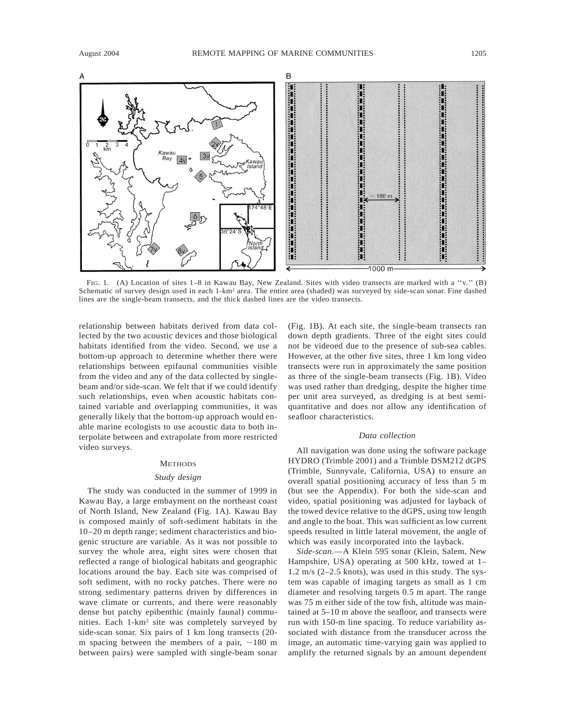FIG. 1. (A) Location of sites 1–8 in Kawau Bay, New Zealand. Sites with video transects are marked with a ''v.'' (B) Schematic of survey design used in each 1-km² area. The entire area (shaded) was surveyed by side-scan sonar. Fine dashed lines are the single-beam transects, and the thick dashed lines are the video transects.

relationship between habitats derived from data collected by the two acoustic devices and those biological habitats identified from the video. Second, we use a bottom-up approach to determine whether there were relationships between epifaunal communities visible from the video and any of the data collected by single-beam and/or side-scan. We felt that if we could identify such relationships, even when acoustic habitats contained variable and overlapping communities, it was generally likely that the bottom-up approach would enable marine ecologists to use acoustic data to both interpolate between and extrapolate from more restricted video surveys.

## METHODS

### Study design

The study was conducted in the summer of 1999 in Kawau Bay, a large embayment on the northeast coast of North Island, New Zealand (Fig. 1A). Kawau Bay is composed mainly of soft-sediment habitats in the 10–20 m depth range; sediment characteristics and biogenic structure are variable. As it was not possible to survey the whole area, eight sites were chosen that reflected a range of biological habitats and geographic locations around the bay. Each site was comprised of soft sediment, with no rocky patches. There were no strong sedimentary patterns driven by differences in wave climate or currents, and there were reasonably dense but patchy epibenthic (mainly faunal) communities. Each 1-km² site was completely surveyed by side-scan sonar. Six pairs of 1 km long transects (20-m spacing between the members of a pair, ~180 m between pairs) were sampled with single-beam sonar (Fig. 1B). At each site, the single-beam transects ran down depth gradients. Three of the eight sites could not be videoed due to the presence of sub-sea cables. However, at the other five sites, three 1 km long video transects were run in approximately the same position as three of the single-beam transects (Fig. 1B). Video was used rather than dredging, despite the higher time per unit area surveyed, as dredging is at best semi-quantitative and does not allow any identification of seafloor characteristics.

### Data collection

All navigation was done using the software package HYDRO (Trimble 2001) and a Trimble DSM212 dGPS (Trimble, Sunnyvale, California, USA) to ensure an overall spatial positioning accuracy of less than 5 m (but see the Appendix). For both the side-scan and video, spatial positioning was adjusted for layback of the towed device relative to the dGPS, using tow length and angle to the boat. This was sufficient as low current speeds resulted in little lateral movement, the angle of which was easily incorporated into the layback.

*Side-scan*.—A Klein 595 sonar (Klein, Salem, New Hampshire, USA) operating at 500 kHz, towed at 1–1.2 m/s (2–2.5 knots), was used in this study. The system was capable of imaging targets as small as 1 cm diameter and resolving targets 0.5 m apart. The range was 75 m either side of the tow fish, altitude was maintained at 5–10 m above the seafloor, and transects were run with 150-m line spacing. To reduce variability associated with distance from the transducer across the image, an automatic time-varying gain was applied to amplify the returned signals by an amount dependent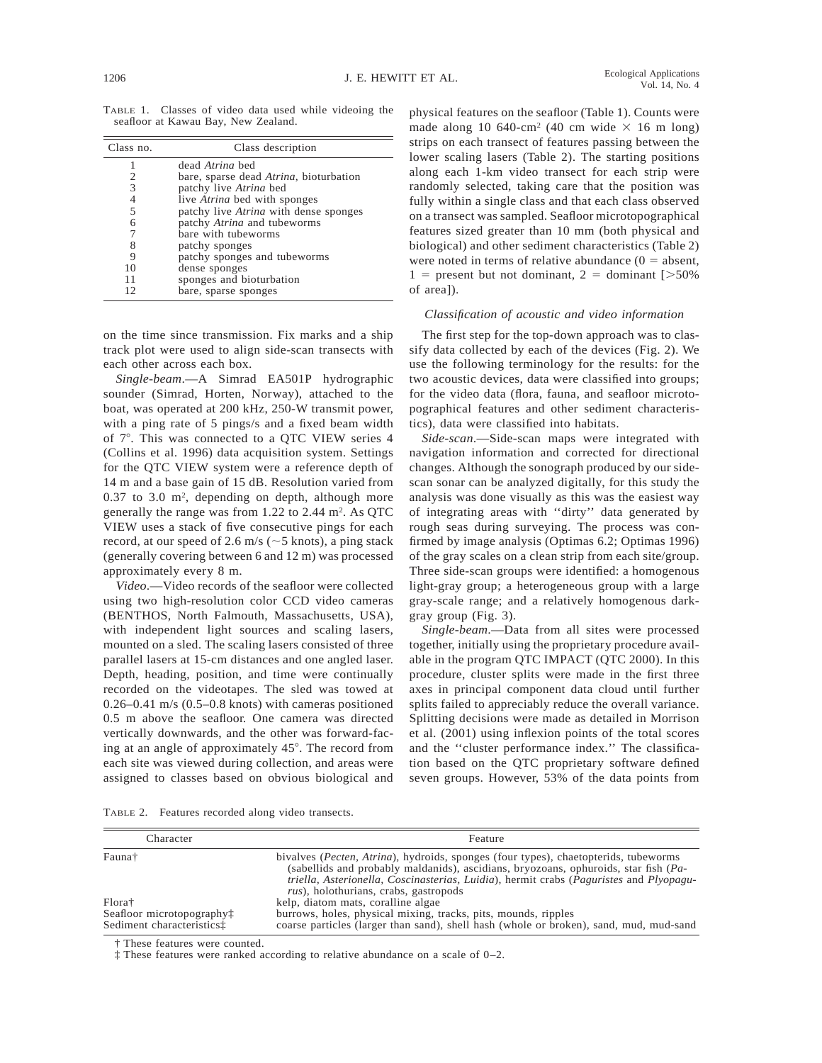TABLE 1. Classes of video data used while videoing the seafloor at Kawau Bay, New Zealand.

| Class no. | Class description |
|---|---|
| 1 | dead *Atrina* bed |
| 2 | bare, sparse dead *Atrina*, bioturbation |
| 3 | patchy live *Atrina* bed |
| 4 | live *Atrina* bed with sponges |
| 5 | patchy live *Atrina* with dense sponges |
| 6 | patchy *Atrina* and tubeworms |
| 7 | bare with tubeworms |
| 8 | patchy sponges |
| 9 | patchy sponges and tubeworms |
| 10 | dense sponges |
| 11 | sponges and bioturbation |
| 12 | bare, sparse sponges |

on the time since transmission. Fix marks and a ship track plot were used to align side-scan transects with each other across each box.

*Single-beam*.—A Simrad EA501P hydrographic sounder (Simrad, Horten, Norway), attached to the boat, was operated at 200 kHz, 250-W transmit power, with a ping rate of 5 pings/s and a fixed beam width of 7°. This was connected to a QTC VIEW series 4 (Collins et al. 1996) data acquisition system. Settings for the QTC VIEW system were a reference depth of 14 m and a base gain of 15 dB. Resolution varied from 0.37 to 3.0 $m^2$, depending on depth, although more generally the range was from 1.22 to 2.44 $m^2$. As QTC VIEW uses a stack of five consecutive pings for each record, at our speed of 2.6 m/s (~5 knots), a ping stack (generally covering between 6 and 12 m) was processed approximately every 8 m.

*Video*.—Video records of the seafloor were collected using two high-resolution color CCD video cameras (BENTHOS, North Falmouth, Massachusetts, USA), with independent light sources and scaling lasers, mounted on a sled. The scaling lasers consisted of three parallel lasers at 15-cm distances and one angled laser. Depth, heading, position, and time were continually recorded on the videotapes. The sled was towed at 0.26–0.41 m/s (0.5–0.8 knots) with cameras positioned 0.5 m above the seafloor. One camera was directed vertically downwards, and the other was forward-facing at an angle of approximately 45°. The record from each site was viewed during collection, and areas were assigned to classes based on obvious biological and physical features on the seafloor (Table 1). Counts were made along 10 640-$cm^2$ (40 cm wide × 16 m long) strips on each transect of features passing between the lower scaling lasers (Table 2). The starting positions along each 1-km video transect for each strip were randomly selected, taking care that the position was fully within a single class and that each class observed on a transect was sampled. Seafloor microtopographical features sized greater than 10 mm (both physical and biological) and other sediment characteristics (Table 2) were noted in terms of relative abundance (0 = absent, 1 = present but not dominant, 2 = dominant [>50% of area]).

### *Classification of acoustic and video information*

The first step for the top-down approach was to classify data collected by each of the devices (Fig. 2). We use the following terminology for the results: for the two acoustic devices, data were classified into groups; for the video data (flora, fauna, and seafloor microtopographical features and other sediment characteristics), data were classified into habitats.

*Side-scan*.—Side-scan maps were integrated with navigation information and corrected for directional changes. Although the sonograph produced by our side-scan sonar can be analyzed digitally, for this study the analysis was done visually as this was the easiest way of integrating areas with ''dirty'' data generated by rough seas during surveying. The process was confirmed by image analysis (Optimas 6.2; Optimas 1996) of the gray scales on a clean strip from each site/group. Three side-scan groups were identified: a homogenous light-gray group; a heterogeneous group with a large gray-scale range; and a relatively homogenous dark-gray group (Fig. 3).

*Single-beam*.—Data from all sites were processed together, initially using the proprietary procedure available in the program QTC IMPACT (QTC 2000). In this procedure, cluster splits were made in the first three axes in principal component data cloud until further splits failed to appreciably reduce the overall variance. Splitting decisions were made as detailed in Morrison et al. (2001) using inflexion points of the total scores and the ''cluster performance index.'' The classification based on the QTC proprietary software defined seven groups. However, 53% of the data points from

TABLE 2. Features recorded along video transects.

| Character | Feature |
|---|---|
| Fauna† | bivalves (*Pecten*, *Atrina*), hydroids, sponges (four types), chaetopterids, tubeworms (sabellids and probably maldanids), ascidians, bryozoans, ophuroids, star fish (*Patriella*, *Asterionella*, *Coscinasterias*, *Luidia*), hermit crabs (*Paguristes* and *Plyopagurus*), holothurians, crabs, gastropods |
| Flora† | kelp, diatom mats, coralline algae |
| Seafloor microtopography‡ | burrows, holes, physical mixing, tracks, pits, mounds, ripples |
| Sediment characteristics‡ | coarse particles (larger than sand), shell hash (whole or broken), sand, mud, mud-sand |

† These features were counted.

‡ These features were ranked according to relative abundance on a scale of 0–2.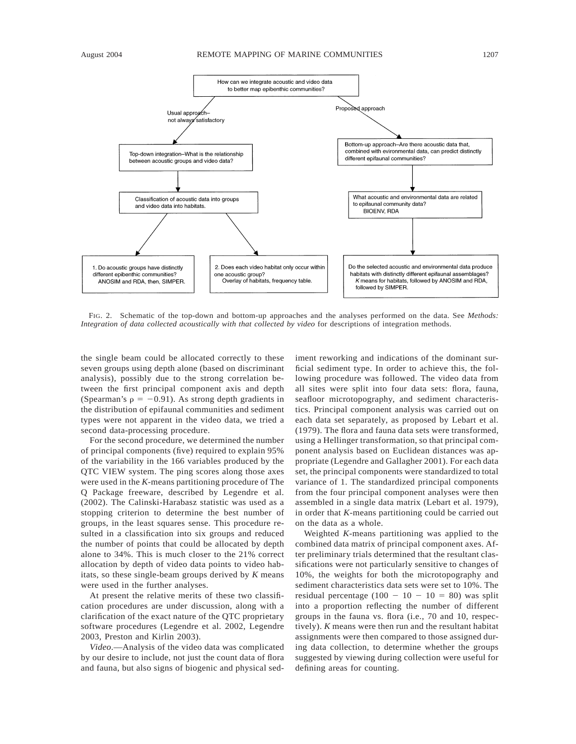How can we integrate acoustic and video data to better map epibenthic communities?

Usual approach–not always satisfactory

Proposed approach

Top-down integration–What is the relationship between acoustic groups and video data?

Classification of acoustic data into groups and video data into habitats.

1. Do acoustic groups have distinctly different epibenthic communities? ANOSIM and RDA, then, SIMPER.

2. Does each video habitat only occur within one acoustic group? Overlay of habitats, frequency table.

Bottom-up approach–Are there acoustic data that, combined with evironmental data, can predict distinctly different epifaunal communities?

What acoustic and environmental data are related to epifaunal community data? BIOENV, RDA

Do the selected acoustic and environmental data produce habitats with distinctly different epifaunal assemblages? *K* means for habitats, followed by ANOSIM and RDA, followed by SIMPER.

FIG. 2. Schematic of the top-down and bottom-up approaches and the analyses performed on the data. See *Methods: Integration of data collected acoustically with that collected by video* for descriptions of integration methods.

the single beam could be allocated correctly to these seven groups using depth alone (based on discriminant analysis), possibly due to the strong correlation between the first principal component axis and depth (Spearman's $\rho = -0.91$). As strong depth gradients in the distribution of epifaunal communities and sediment types were not apparent in the video data, we tried a second data-processing procedure.

For the second procedure, we determined the number of principal components (five) required to explain 95% of the variability in the 166 variables produced by the QTC VIEW system. The ping scores along those axes were used in the *K*-means partitioning procedure of The Q Package freeware, described by Legendre et al. (2002). The Calinski-Harabasz statistic was used as a stopping criterion to determine the best number of groups, in the least squares sense. This procedure resulted in a classification into six groups and reduced the number of points that could be allocated by depth alone to 34%. This is much closer to the 21% correct allocation by depth of video data points to video habitats, so these single-beam groups derived by *K* means were used in the further analyses.

At present the relative merits of these two classification procedures are under discussion, along with a clarification of the exact nature of the QTC proprietary software procedures (Legendre et al. 2002, Legendre 2003, Preston and Kirlin 2003).

*Video*.—Analysis of the video data was complicated by our desire to include, not just the count data of flora and fauna, but also signs of biogenic and physical sediment reworking and indications of the dominant surficial sediment type. In order to achieve this, the following procedure was followed. The video data from all sites were split into four data sets: flora, fauna, seafloor microtopography, and sediment characteristics. Principal component analysis was carried out on each data set separately, as proposed by Lebart et al. (1979). The flora and fauna data sets were transformed, using a Hellinger transformation, so that principal component analysis based on Euclidean distances was appropriate (Legendre and Gallagher 2001). For each data set, the principal components were standardized to total variance of 1. The standardized principal components from the four principal component analyses were then assembled in a single data matrix (Lebart et al. 1979), in order that *K*-means partitioning could be carried out on the data as a whole.

Weighted *K*-means partitioning was applied to the combined data matrix of principal component axes. After preliminary trials determined that the resultant classifications were not particularly sensitive to changes of 10%, the weights for both the microtopography and sediment characteristics data sets were set to 10%. The residual percentage ($100 - 10 - 10 = 80$) was split into a proportion reflecting the number of different groups in the fauna vs. flora (i.e., 70 and 10, respectively). *K* means were then run and the resultant habitat assignments were then compared to those assigned during data collection, to determine whether the groups suggested by viewing during collection were useful for defining areas for counting.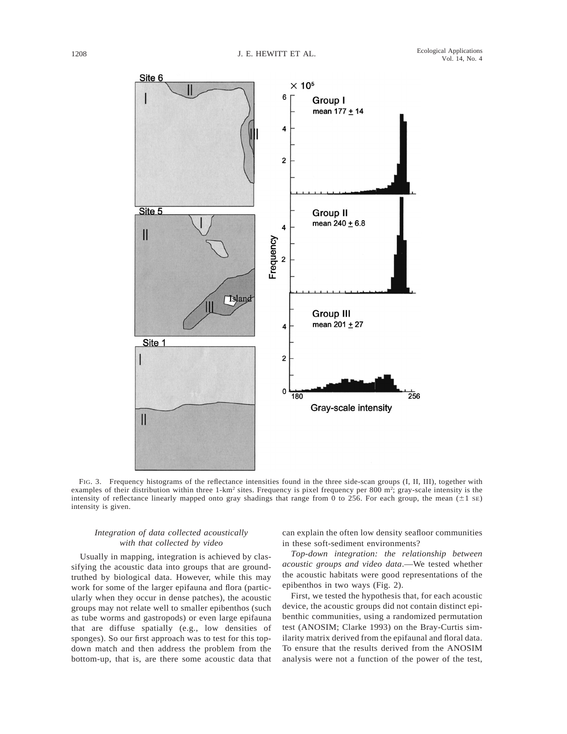FIG. 3. Frequency histograms of the reflectance intensities found in the three side-scan groups (I, II, III), together with examples of their distribution within three 1-km² sites. Frequency is pixel frequency per 800 m²; gray-scale intensity is the intensity of reflectance linearly mapped onto gray shadings that range from 0 to 256. For each group, the mean (±1 SE) intensity is given.

### *Integration of data collected acoustically with that collected by video*

Usually in mapping, integration is achieved by classifying the acoustic data into groups that are groundtruthed by biological data. However, while this may work for some of the larger epifauna and flora (particularly when they occur in dense patches), the acoustic groups may not relate well to smaller epibenthos (such as tube worms and gastropods) or even large epifauna that are diffuse spatially (e.g., low densities of sponges). So our first approach was to test for this top-down match and then address the problem from the bottom-up, that is, are there some acoustic data that can explain the often low density seafloor communities in these soft-sediment environments?

*Top-down integration: the relationship between acoustic groups and video data*.—We tested whether the acoustic habitats were good representations of the epibenthos in two ways (Fig. 2).

First, we tested the hypothesis that, for each acoustic device, the acoustic groups did not contain distinct epibenthic communities, using a randomized permutation test (ANOSIM; Clarke 1993) on the Bray-Curtis similarity matrix derived from the epifaunal and floral data. To ensure that the results derived from the ANOSIM analysis were not a function of the power of the test,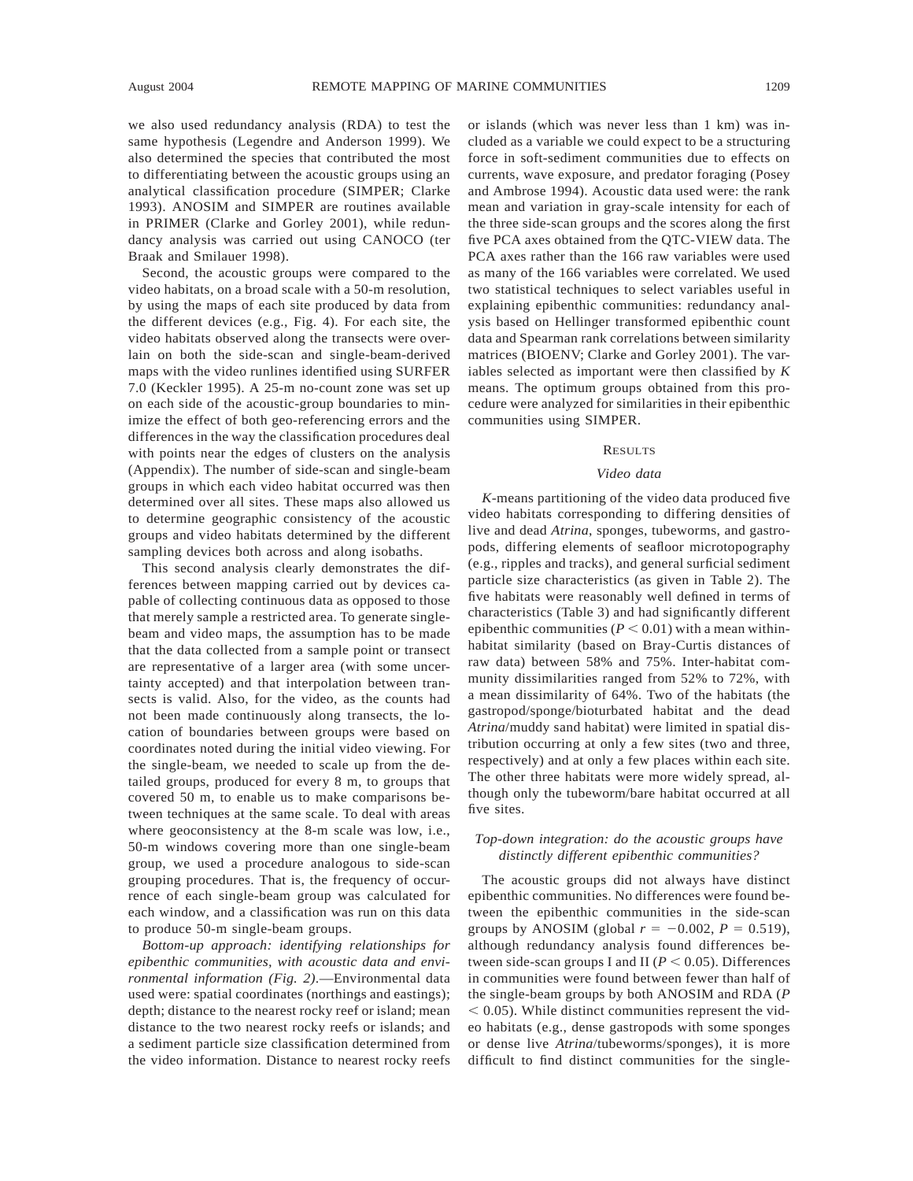we also used redundancy analysis (RDA) to test the same hypothesis (Legendre and Anderson 1999). We also determined the species that contributed the most to differentiating between the acoustic groups using an analytical classification procedure (SIMPER; Clarke 1993). ANOSIM and SIMPER are routines available in PRIMER (Clarke and Gorley 2001), while redundancy analysis was carried out using CANOCO (ter Braak and Smilauer 1998).

Second, the acoustic groups were compared to the video habitats, on a broad scale with a 50-m resolution, by using the maps of each site produced by data from the different devices (e.g., Fig. 4). For each site, the video habitats observed along the transects were overlain on both the side-scan and single-beam-derived maps with the video runlines identified using SURFER 7.0 (Keckler 1995). A 25-m no-count zone was set up on each side of the acoustic-group boundaries to minimize the effect of both geo-referencing errors and the differences in the way the classification procedures deal with points near the edges of clusters on the analysis (Appendix). The number of side-scan and single-beam groups in which each video habitat occurred was then determined over all sites. These maps also allowed us to determine geographic consistency of the acoustic groups and video habitats determined by the different sampling devices both across and along isobaths.

This second analysis clearly demonstrates the differences between mapping carried out by devices capable of collecting continuous data as opposed to those that merely sample a restricted area. To generate single-beam and video maps, the assumption has to be made that the data collected from a sample point or transect are representative of a larger area (with some uncertainty accepted) and that interpolation between transects is valid. Also, for the video, as the counts had not been made continuously along transects, the location of boundaries between groups were based on coordinates noted during the initial video viewing. For the single-beam, we needed to scale up from the detailed groups, produced for every 8 m, to groups that covered 50 m, to enable us to make comparisons between techniques at the same scale. To deal with areas where geoconsistency at the 8-m scale was low, i.e., 50-m windows covering more than one single-beam group, we used a procedure analogous to side-scan grouping procedures. That is, the frequency of occurrence of each single-beam group was calculated for each window, and a classification was run on this data to produce 50-m single-beam groups.

*Bottom-up approach: identifying relationships for epibenthic communities, with acoustic data and environmental information (Fig. 2).*—Environmental data used were: spatial coordinates (northings and eastings); depth; distance to the nearest rocky reef or island; mean distance to the two nearest rocky reefs or islands; and a sediment particle size classification determined from the video information. Distance to nearest rocky reefs or islands (which was never less than 1 km) was included as a variable we could expect to be a structuring force in soft-sediment communities due to effects on currents, wave exposure, and predator foraging (Posey and Ambrose 1994). Acoustic data used were: the rank mean and variation in gray-scale intensity for each of the three side-scan groups and the scores along the first five PCA axes obtained from the QTC-VIEW data. The PCA axes rather than the 166 raw variables were used as many of the 166 variables were correlated. We used two statistical techniques to select variables useful in explaining epibenthic communities: redundancy analysis based on Hellinger transformed epibenthic count data and Spearman rank correlations between similarity matrices (BIOENV; Clarke and Gorley 2001). The variables selected as important were then classified by $K$ means. The optimum groups obtained from this procedure were analyzed for similarities in their epibenthic communities using SIMPER.

## Results

### *Video data*

$K$-means partitioning of the video data produced five video habitats corresponding to differing densities of live and dead *Atrina*, sponges, tubeworms, and gastropods, differing elements of seafloor microtopography (e.g., ripples and tracks), and general surficial sediment particle size characteristics (as given in Table 2). The five habitats were reasonably well defined in terms of characteristics (Table 3) and had significantly different epibenthic communities ($P < 0.01$) with a mean within-habitat similarity (based on Bray-Curtis distances of raw data) between 58% and 75%. Inter-habitat community dissimilarities ranged from 52% to 72%, with a mean dissimilarity of 64%. Two of the habitats (the gastropod/sponge/bioturbated habitat and the dead *Atrina*/muddy sand habitat) were limited in spatial distribution occurring at only a few sites (two and three, respectively) and at only a few places within each site. The other three habitats were more widely spread, although only the tubeworm/bare habitat occurred at all five sites.

### *Top-down integration: do the acoustic groups have distinctly different epibenthic communities?*

The acoustic groups did not always have distinct epibenthic communities. No differences were found between the epibenthic communities in the side-scan groups by ANOSIM (global $r = -0.002$, $P = 0.519$), although redundancy analysis found differences between side-scan groups I and II ($P < 0.05$). Differences in communities were found between fewer than half of the single-beam groups by both ANOSIM and RDA ($P < 0.05$). While distinct communities represent the video habitats (e.g., dense gastropods with some sponges or dense live *Atrina*/tubeworms/sponges), it is more difficult to find distinct communities for the single-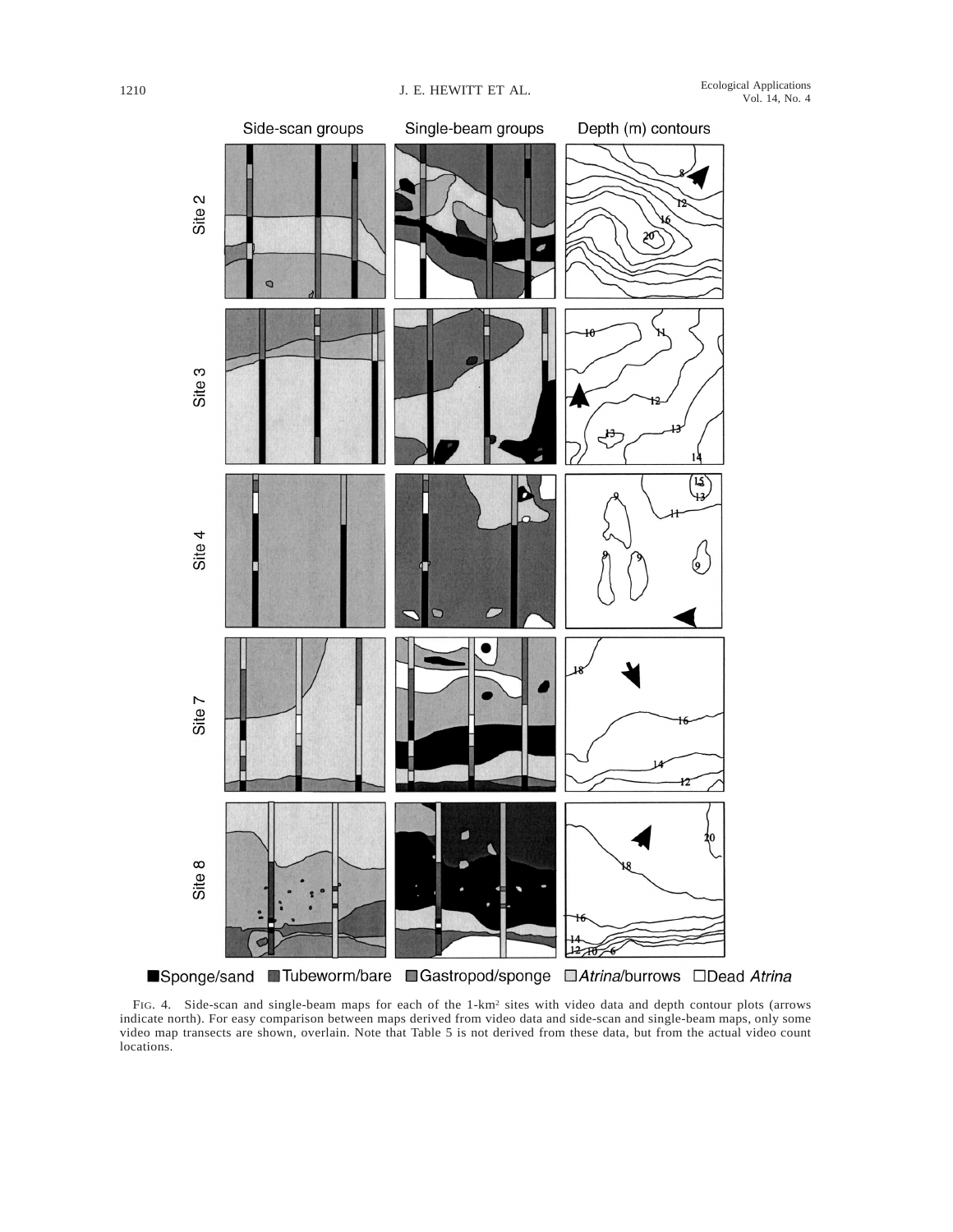FIG. 4. Side-scan and single-beam maps for each of the 1-km² sites with video data and depth contour plots (arrows indicate north). For easy comparison between maps derived from video data and side-scan and single-beam maps, only some video map transects are shown, overlain. Note that Table 5 is not derived from these data, but from the actual video count locations.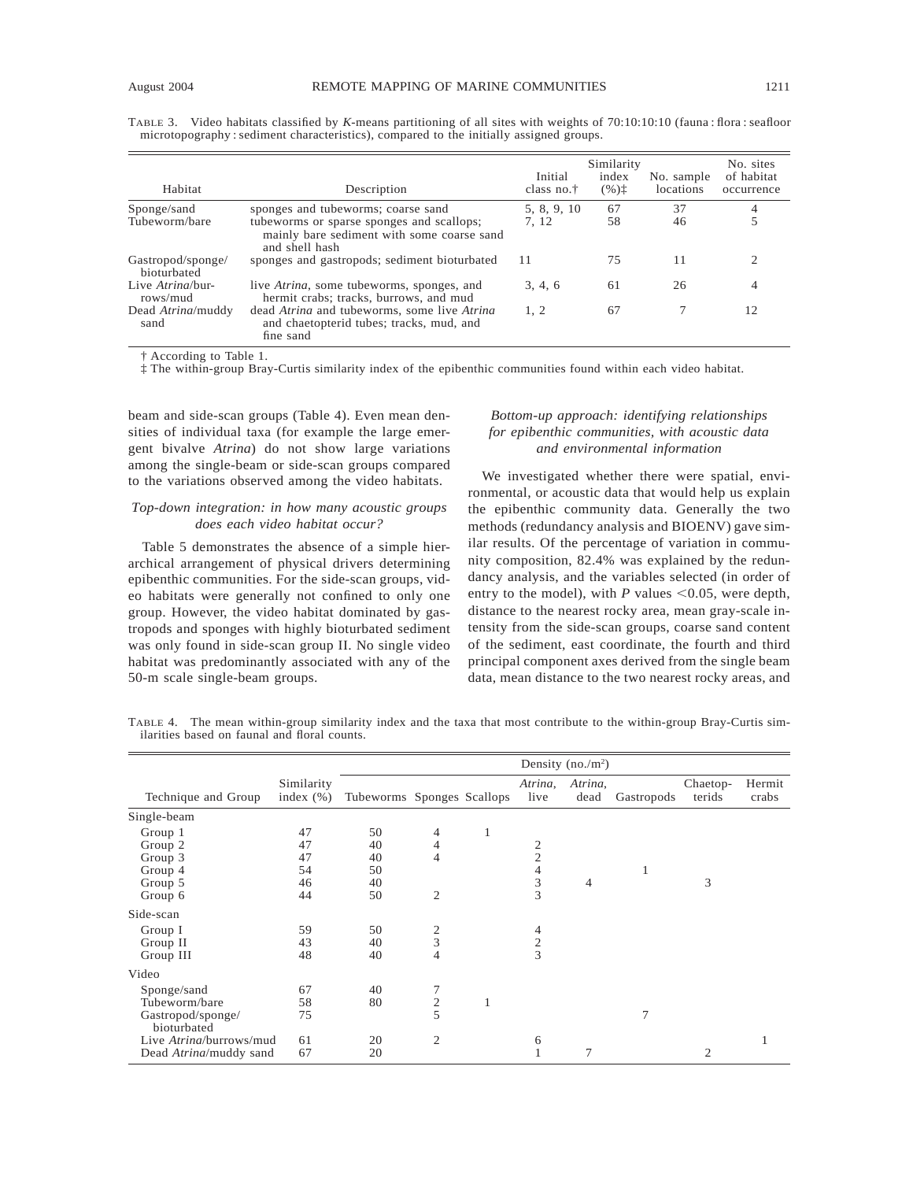TABLE 3. Video habitats classified by *K*-means partitioning of all sites with weights of 70:10:10:10 (fauna : flora : seafloor microtopography : sediment characteristics), compared to the initially assigned groups.

| Habitat | Description | Initial class no.† | Similarity index (%)‡ | No. sample locations | No. sites of habitat occurrence |
|---|---|---|---|---|---|
| Sponge/sand | sponges and tubeworms; coarse sand | 5, 8, 9, 10 | 67 | 37 | 4 |
| Tubeworm/bare | tubeworms or sparse sponges and scallops; mainly bare sediment with some coarse sand and shell hash | 7, 12 | 58 | 46 | 5 |
| Gastropod/sponge/bioturbated | sponges and gastropods; sediment bioturbated | 11 | 75 | 11 | 2 |
| Live *Atrina*/burrows/mud | live *Atrina*, some tubeworms, sponges, and hermit crabs; tracks, burrows, and mud | 3, 4, 6 | 61 | 26 | 4 |
| Dead *Atrina*/muddy sand | dead *Atrina* and tubeworms, some live *Atrina* and chaetopterid tubes; tracks, mud, and fine sand | 1, 2 | 67 | 7 | 12 |

† According to Table 1.
‡ The within-group Bray-Curtis similarity index of the epibenthic communities found within each video habitat.

beam and side-scan groups (Table 4). Even mean densities of individual taxa (for example the large emergent bivalve *Atrina*) do not show large variations among the single-beam or side-scan groups compared to the variations observed among the video habitats.

### *Top-down integration: in how many acoustic groups does each video habitat occur?*

Table 5 demonstrates the absence of a simple hierarchical arrangement of physical drivers determining epibenthic communities. For the side-scan groups, video habitats were generally not confined to only one group. However, the video habitat dominated by gastropods and sponges with highly bioturbated sediment was only found in side-scan group II. No single video habitat was predominantly associated with any of the 50-m scale single-beam groups.

### *Bottom-up approach: identifying relationships for epibenthic communities, with acoustic data and environmental information*

We investigated whether there were spatial, environmental, or acoustic data that would help us explain the epibenthic community data. Generally the two methods (redundancy analysis and BIOENV) gave similar results. Of the percentage of variation in community composition, 82.4% was explained by the redundancy analysis, and the variables selected (in order of entry to the model), with *P* values $<0.05$, were depth, distance to the nearest rocky area, mean gray-scale intensity from the side-scan groups, coarse sand content of the sediment, east coordinate, the fourth and third principal component axes derived from the single beam data, mean distance to the two nearest rocky areas, and

TABLE 4. The mean within-group similarity index and the taxa that most contribute to the within-group Bray-Curtis similarities based on faunal and floral counts.

| Technique and Group | Similarity index (%) | Density (no./m$^2$) | | | | | | | |
|---|---|---|---|---|---|---|---|---|---|
| | | Tubeworms | Sponges | Scallops | *Atrina*, live | *Atrina*, dead | Gastropods | Chaetopterids | Hermit crabs |
| **Single-beam** | | | | | | | | | |
| Group 1 | 47 | 50 | 4 | 1 | | | | | |
| Group 2 | 47 | 40 | 4 | | 2 | | | | |
| Group 3 | 47 | 40 | 4 | | 2 | | | | |
| Group 4 | 54 | 50 | | | 4 | | 1 | | |
| Group 5 | 46 | 40 | | | 3 | 4 | | 3 | |
| Group 6 | 44 | 50 | 2 | | 3 | | | | |
| **Side-scan** | | | | | | | | | |
| Group I | 59 | 50 | 2 | | 4 | | | | |
| Group II | 43 | 40 | 3 | | 2 | | | | |
| Group III | 48 | 40 | 4 | | 3 | | | | |
| **Video** | | | | | | | | | |
| Sponge/sand | 67 | 40 | 7 | | | | | | |
| Tubeworm/bare | 58 | 80 | 2 | 1 | | | | | |
| Gastropod/sponge/bioturbated | 75 | | 5 | | | | 7 | | |
| Live *Atrina*/burrows/mud | 61 | 20 | 2 | | 6 | | | | 1 |
| Dead *Atrina*/muddy sand | 67 | 20 | | | 1 | 7 | | 2 | |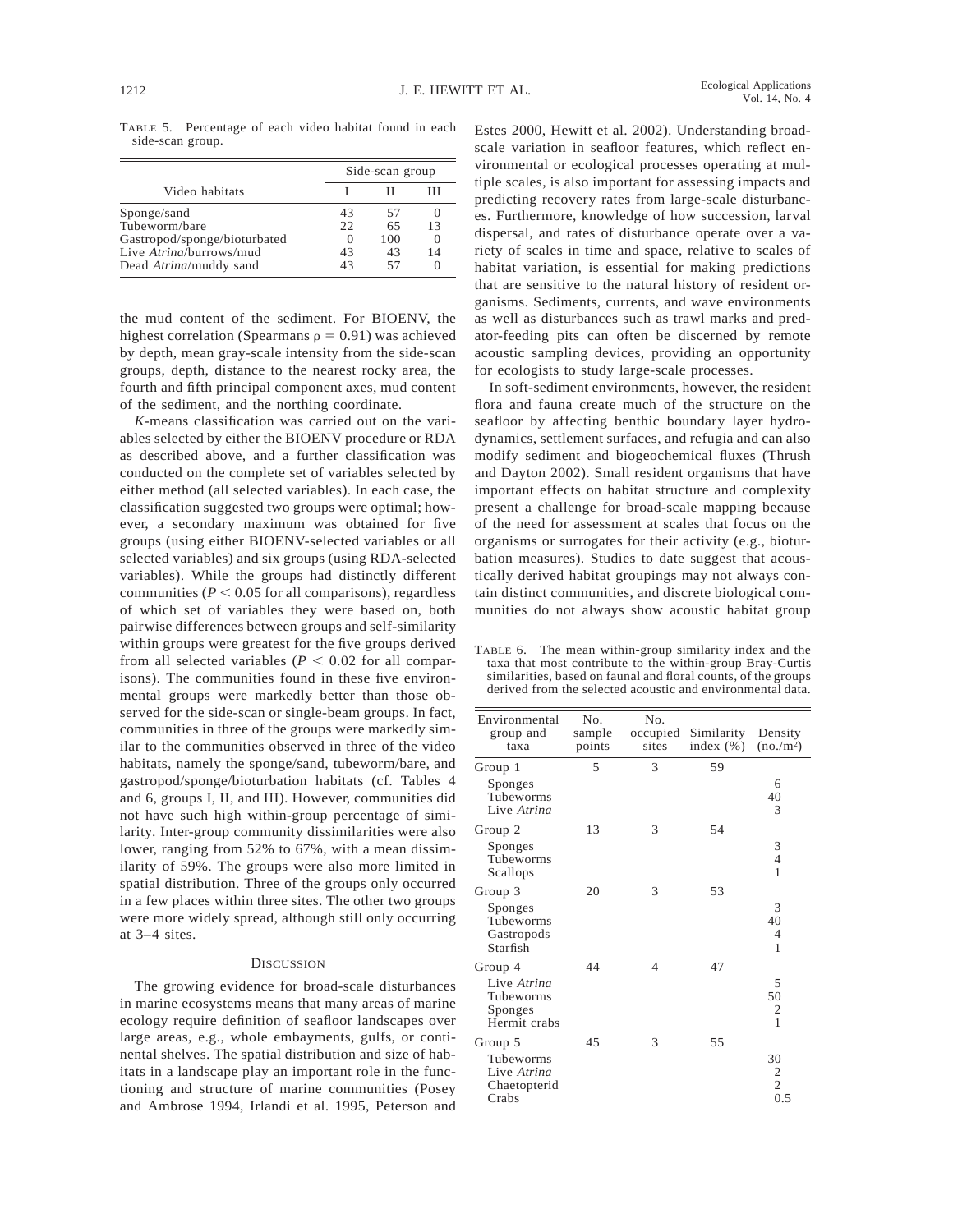TABLE 5. Percentage of each video habitat found in each side-scan group.

| Video habitats | Side-scan group | | |
|---|---|---|---|
| | I | II | III |
| Sponge/sand | 43 | 57 | 0 |
| Tubeworm/bare | 22 | 65 | 13 |
| Gastropod/sponge/bioturbated | 0 | 100 | 0 |
| Live *Atrina*/burrows/mud | 43 | 43 | 14 |
| Dead *Atrina*/muddy sand | 43 | 57 | 0 |

the mud content of the sediment. For BIOENV, the highest correlation (Spearmans $\rho = 0.91$) was achieved by depth, mean gray-scale intensity from the side-scan groups, depth, distance to the nearest rocky area, the fourth and fifth principal component axes, mud content of the sediment, and the northing coordinate.

*K*-means classification was carried out on the variables selected by either the BIOENV procedure or RDA as described above, and a further classification was conducted on the complete set of variables selected by either method (all selected variables). In each case, the classification suggested two groups were optimal; however, a secondary maximum was obtained for five groups (using either BIOENV-selected variables or all selected variables) and six groups (using RDA-selected variables). While the groups had distinctly different communities ($P < 0.05$ for all comparisons), regardless of which set of variables they were based on, both pairwise differences between groups and self-similarity within groups were greatest for the five groups derived from all selected variables ($P < 0.02$ for all comparisons). The communities found in these five environmental groups were markedly better than those observed for the side-scan or single-beam groups. In fact, communities in three of the groups were markedly similar to the communities observed in three of the video habitats, namely the sponge/sand, tubeworm/bare, and gastropod/sponge/bioturbation habitats (cf. Tables 4 and 6, groups I, II, and III). However, communities did not have such high within-group percentage of similarity. Inter-group community dissimilarities were also lower, ranging from 52% to 67%, with a mean dissimilarity of 59%. The groups were also more limited in spatial distribution. Three of the groups only occurred in a few places within three sites. The other two groups were more widely spread, although still only occurring at 3–4 sites.

## DISCUSSION

The growing evidence for broad-scale disturbances in marine ecosystems means that many areas of marine ecology require definition of seafloor landscapes over large areas, e.g., whole embayments, gulfs, or continental shelves. The spatial distribution and size of habitats in a landscape play an important role in the functioning and structure of marine communities (Posey and Ambrose 1994, Irlandi et al. 1995, Peterson and Estes 2000, Hewitt et al. 2002). Understanding broad-scale variation in seafloor features, which reflect environmental or ecological processes operating at multiple scales, is also important for assessing impacts and predicting recovery rates from large-scale disturbances. Furthermore, knowledge of how succession, larval dispersal, and rates of disturbance operate over a variety of scales in time and space, relative to scales of habitat variation, is essential for making predictions that are sensitive to the natural history of resident organisms. Sediments, currents, and wave environments as well as disturbances such as trawl marks and predator-feeding pits can often be discerned by remote acoustic sampling devices, providing an opportunity for ecologists to study large-scale processes.

In soft-sediment environments, however, the resident flora and fauna create much of the structure on the seafloor by affecting benthic boundary layer hydrodynamics, settlement surfaces, and refugia and can also modify sediment and biogeochemical fluxes (Thrush and Dayton 2002). Small resident organisms that have important effects on habitat structure and complexity present a challenge for broad-scale mapping because of the need for assessment at scales that focus on the organisms or surrogates for their activity (e.g., bioturbation measures). Studies to date suggest that acoustically derived habitat groupings may not always contain distinct communities, and discrete biological communities do not always show acoustic habitat group

TABLE 6. The mean within-group similarity index and the taxa that most contribute to the within-group Bray-Curtis similarities, based on faunal and floral counts, of the groups derived from the selected acoustic and environmental data.

| Environmental group and taxa | No. sample points | No. occupied sites | Similarity index (%) | Density (no./m²) |
|---|---|---|---|---|
| Group 1 | 5 | 3 | 59 | |
| Sponges | | | | 6 |
| Tubeworms | | | | 40 |
| Live *Atrina* | | | | 3 |
| Group 2 | 13 | 3 | 54 | |
| Sponges | | | | 3 |
| Tubeworms | | | | 4 |
| Scallops | | | | 1 |
| Group 3 | 20 | 3 | 53 | |
| Sponges | | | | 3 |
| Tubeworms | | | | 40 |
| Gastropods | | | | 4 |
| Starfish | | | | 1 |
| Group 4 | 44 | 4 | 47 | |
| Live *Atrina* | | | | 5 |
| Tubeworms | | | | 50 |
| Sponges | | | | 2 |
| Hermit crabs | | | | 1 |
| Group 5 | 45 | 3 | 55 | |
| Tubeworms | | | | 30 |
| Live *Atrina* | | | | 2 |
| Chaetopterid | | | | 2 |
| Crabs | | | | 0.5 |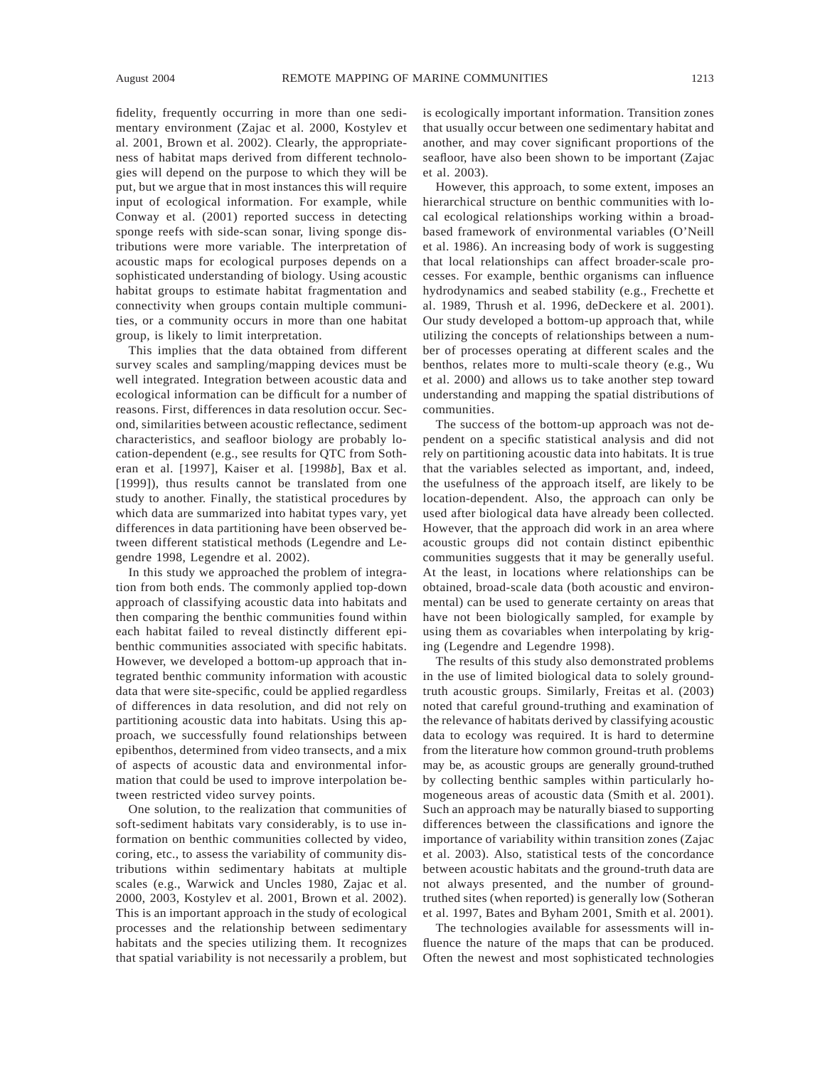fidelity, frequently occurring in more than one sedimentary environment (Zajac et al. 2000, Kostylev et al. 2001, Brown et al. 2002). Clearly, the appropriateness of habitat maps derived from different technologies will depend on the purpose to which they will be put, but we argue that in most instances this will require input of ecological information. For example, while Conway et al. (2001) reported success in detecting sponge reefs with side-scan sonar, living sponge distributions were more variable. The interpretation of acoustic maps for ecological purposes depends on a sophisticated understanding of biology. Using acoustic habitat groups to estimate habitat fragmentation and connectivity when groups contain multiple communities, or a community occurs in more than one habitat group, is likely to limit interpretation.

This implies that the data obtained from different survey scales and sampling/mapping devices must be well integrated. Integration between acoustic data and ecological information can be difficult for a number of reasons. First, differences in data resolution occur. Second, similarities between acoustic reflectance, sediment characteristics, and seafloor biology are probably location-dependent (e.g., see results for QTC from Sotheran et al. [1997], Kaiser et al. [1998*b*], Bax et al. [1999]), thus results cannot be translated from one study to another. Finally, the statistical procedures by which data are summarized into habitat types vary, yet differences in data partitioning have been observed between different statistical methods (Legendre and Legendre 1998, Legendre et al. 2002).

In this study we approached the problem of integration from both ends. The commonly applied top-down approach of classifying acoustic data into habitats and then comparing the benthic communities found within each habitat failed to reveal distinctly different epibenthic communities associated with specific habitats. However, we developed a bottom-up approach that integrated benthic community information with acoustic data that were site-specific, could be applied regardless of differences in data resolution, and did not rely on partitioning acoustic data into habitats. Using this approach, we successfully found relationships between epibenthos, determined from video transects, and a mix of aspects of acoustic data and environmental information that could be used to improve interpolation between restricted video survey points.

One solution, to the realization that communities of soft-sediment habitats vary considerably, is to use information on benthic communities collected by video, coring, etc., to assess the variability of community distributions within sedimentary habitats at multiple scales (e.g., Warwick and Uncles 1980, Zajac et al. 2000, 2003, Kostylev et al. 2001, Brown et al. 2002). This is an important approach in the study of ecological processes and the relationship between sedimentary habitats and the species utilizing them. It recognizes that spatial variability is not necessarily a problem, but is ecologically important information. Transition zones that usually occur between one sedimentary habitat and another, and may cover significant proportions of the seafloor, have also been shown to be important (Zajac et al. 2003).

However, this approach, to some extent, imposes an hierarchical structure on benthic communities with local ecological relationships working within a broad-based framework of environmental variables (O'Neill et al. 1986). An increasing body of work is suggesting that local relationships can affect broader-scale processes. For example, benthic organisms can influence hydrodynamics and seabed stability (e.g., Frechette et al. 1989, Thrush et al. 1996, deDeckere et al. 2001). Our study developed a bottom-up approach that, while utilizing the concepts of relationships between a number of processes operating at different scales and the benthos, relates more to multi-scale theory (e.g., Wu et al. 2000) and allows us to take another step toward understanding and mapping the spatial distributions of communities.

The success of the bottom-up approach was not dependent on a specific statistical analysis and did not rely on partitioning acoustic data into habitats. It is true that the variables selected as important, and, indeed, the usefulness of the approach itself, are likely to be location-dependent. Also, the approach can only be used after biological data have already been collected. However, that the approach did work in an area where acoustic groups did not contain distinct epibenthic communities suggests that it may be generally useful. At the least, in locations where relationships can be obtained, broad-scale data (both acoustic and environmental) can be used to generate certainty on areas that have not been biologically sampled, for example by using them as covariables when interpolating by kriging (Legendre and Legendre 1998).

The results of this study also demonstrated problems in the use of limited biological data to solely ground-truth acoustic groups. Similarly, Freitas et al. (2003) noted that careful ground-truthing and examination of the relevance of habitats derived by classifying acoustic data to ecology was required. It is hard to determine from the literature how common ground-truth problems may be, as acoustic groups are generally ground-truthed by collecting benthic samples within particularly homogeneous areas of acoustic data (Smith et al. 2001). Such an approach may be naturally biased to supporting differences between the classifications and ignore the importance of variability within transition zones (Zajac et al. 2003). Also, statistical tests of the concordance between acoustic habitats and the ground-truth data are not always presented, and the number of ground-truthed sites (when reported) is generally low (Sotheran et al. 1997, Bates and Byham 2001, Smith et al. 2001).

The technologies available for assessments will influence the nature of the maps that can be produced. Often the newest and most sophisticated technologies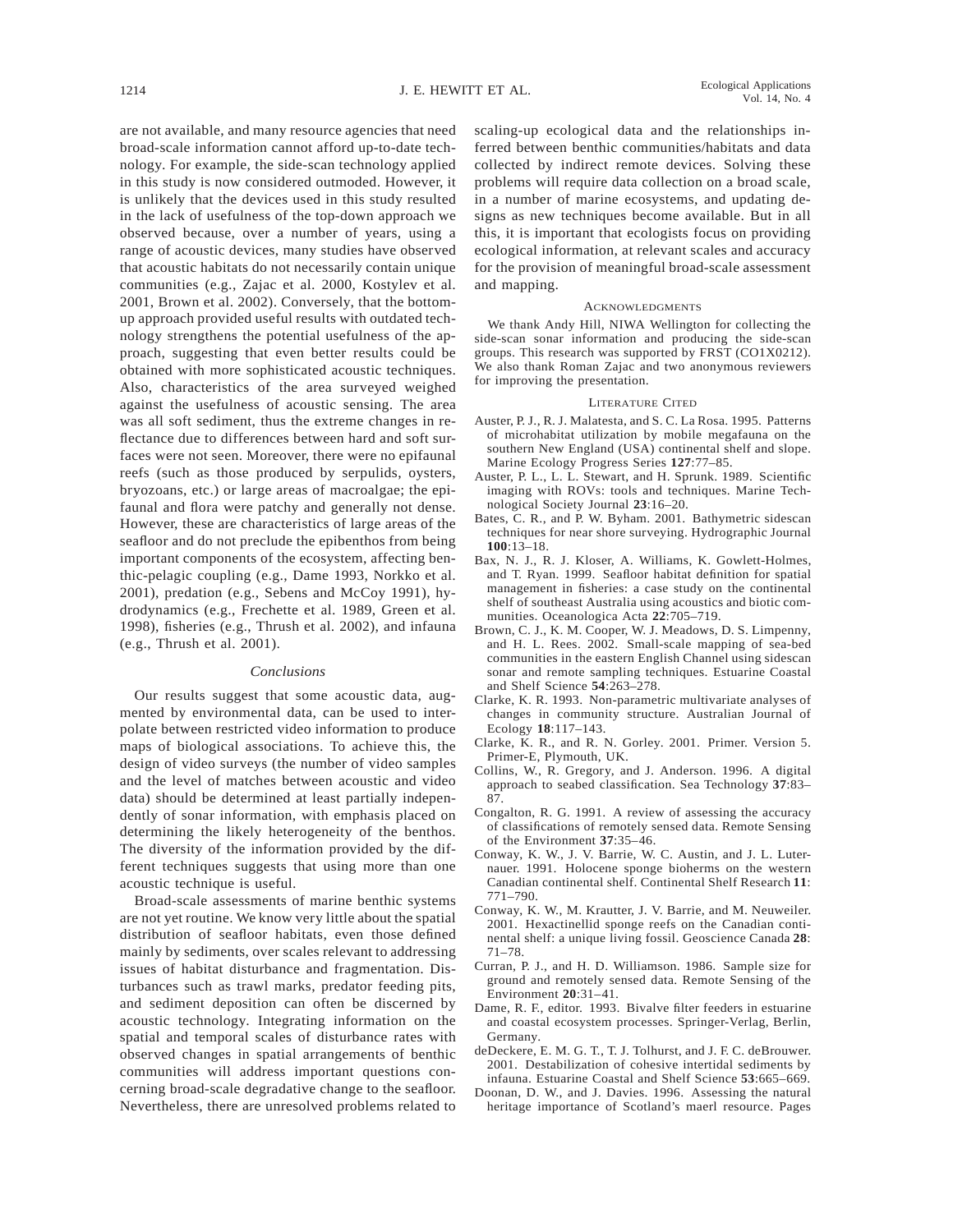are not available, and many resource agencies that need broad-scale information cannot afford up-to-date technology. For example, the side-scan technology applied in this study is now considered outmoded. However, it is unlikely that the devices used in this study resulted in the lack of usefulness of the top-down approach we observed because, over a number of years, using a range of acoustic devices, many studies have observed that acoustic habitats do not necessarily contain unique communities (e.g., Zajac et al. 2000, Kostylev et al. 2001, Brown et al. 2002). Conversely, that the bottom-up approach provided useful results with outdated technology strengthens the potential usefulness of the approach, suggesting that even better results could be obtained with more sophisticated acoustic techniques. Also, characteristics of the area surveyed weighed against the usefulness of acoustic sensing. The area was all soft sediment, thus the extreme changes in reflectance due to differences between hard and soft surfaces were not seen. Moreover, there were no epifaunal reefs (such as those produced by serpulids, oysters, bryozoans, etc.) or large areas of macroalgae; the epifaunal and flora were patchy and generally not dense. However, these are characteristics of large areas of the seafloor and do not preclude the epibenthos from being important components of the ecosystem, affecting benthic-pelagic coupling (e.g., Dame 1993, Norkko et al. 2001), predation (e.g., Sebens and McCoy 1991), hydrodynamics (e.g., Frechette et al. 1989, Green et al. 1998), fisheries (e.g., Thrush et al. 2002), and infauna (e.g., Thrush et al. 2001).

### *Conclusions*

Our results suggest that some acoustic data, augmented by environmental data, can be used to interpolate between restricted video information to produce maps of biological associations. To achieve this, the design of video surveys (the number of video samples and the level of matches between acoustic and video data) should be determined at least partially independently of sonar information, with emphasis placed on determining the likely heterogeneity of the benthos. The diversity of the information provided by the different techniques suggests that using more than one acoustic technique is useful.

Broad-scale assessments of marine benthic systems are not yet routine. We know very little about the spatial distribution of seafloor habitats, even those defined mainly by sediments, over scales relevant to addressing issues of habitat disturbance and fragmentation. Disturbances such as trawl marks, predator feeding pits, and sediment deposition can often be discerned by acoustic technology. Integrating information on the spatial and temporal scales of disturbance rates with observed changes in spatial arrangements of benthic communities will address important questions concerning broad-scale degradative change to the seafloor. Nevertheless, there are unresolved problems related to scaling-up ecological data and the relationships inferred between benthic communities/habitats and data collected by indirect remote devices. Solving these problems will require data collection on a broad scale, in a number of marine ecosystems, and updating designs as new techniques become available. But in all this, it is important that ecologists focus on providing ecological information, at relevant scales and accuracy for the provision of meaningful broad-scale assessment and mapping.

## Acknowledgments

We thank Andy Hill, NIWA Wellington for collecting the side-scan sonar information and producing the side-scan groups. This research was supported by FRST (CO1X0212). We also thank Roman Zajac and two anonymous reviewers for improving the presentation.

## Literature Cited

Auster, P. J., R. J. Malatesta, and S. C. La Rosa. 1995. Patterns of microhabitat utilization by mobile megafauna on the southern New England (USA) continental shelf and slope. Marine Ecology Progress Series **127**:77–85.

Auster, P. L., L. L. Stewart, and H. Sprunk. 1989. Scientific imaging with ROVs: tools and techniques. Marine Technological Society Journal **23**:16–20.

Bates, C. R., and P. W. Byham. 2001. Bathymetric sidescan techniques for near shore surveying. Hydrographic Journal **100**:13–18.

Bax, N. J., R. J. Kloser, A. Williams, K. Gowlett-Holmes, and T. Ryan. 1999. Seafloor habitat definition for spatial management in fisheries: a case study on the continental shelf of southeast Australia using acoustics and biotic communities. Oceanologica Acta **22**:705–719.

Brown, C. J., K. M. Cooper, W. J. Meadows, D. S. Limpenny, and H. L. Rees. 2002. Small-scale mapping of sea-bed communities in the eastern English Channel using sidescan sonar and remote sampling techniques. Estuarine Coastal and Shelf Science **54**:263–278.

Clarke, K. R. 1993. Non-parametric multivariate analyses of changes in community structure. Australian Journal of Ecology **18**:117–143.

Clarke, K. R., and R. N. Gorley. 2001. Primer. Version 5. Primer-E, Plymouth, UK.

Collins, W., R. Gregory, and J. Anderson. 1996. A digital approach to seabed classification. Sea Technology **37**:83–87.

Congalton, R. G. 1991. A review of assessing the accuracy of classifications of remotely sensed data. Remote Sensing of the Environment **37**:35–46.

Conway, K. W., J. V. Barrie, W. C. Austin, and J. L. Luternauer. 1991. Holocene sponge bioherms on the western Canadian continental shelf. Continental Shelf Research **11**: 771–790.

Conway, K. W., M. Krautter, J. V. Barrie, and M. Neuweiler. 2001. Hexactinellid sponge reefs on the Canadian continental shelf: a unique living fossil. Geoscience Canada **28**: 71–78.

Curran, P. J., and H. D. Williamson. 1986. Sample size for ground and remotely sensed data. Remote Sensing of the Environment **20**:31–41.

Dame, R. F., editor. 1993. Bivalve filter feeders in estuarine and coastal ecosystem processes. Springer-Verlag, Berlin, Germany.

deDeckere, E. M. G. T., T. J. Tolhurst, and J. F. C. deBrouwer. 2001. Destabilization of cohesive intertidal sediments by infauna. Estuarine Coastal and Shelf Science **53**:665–669.

Doonan, D. W., and J. Davies. 1996. Assessing the natural heritage importance of Scotland's maerl resource. Pages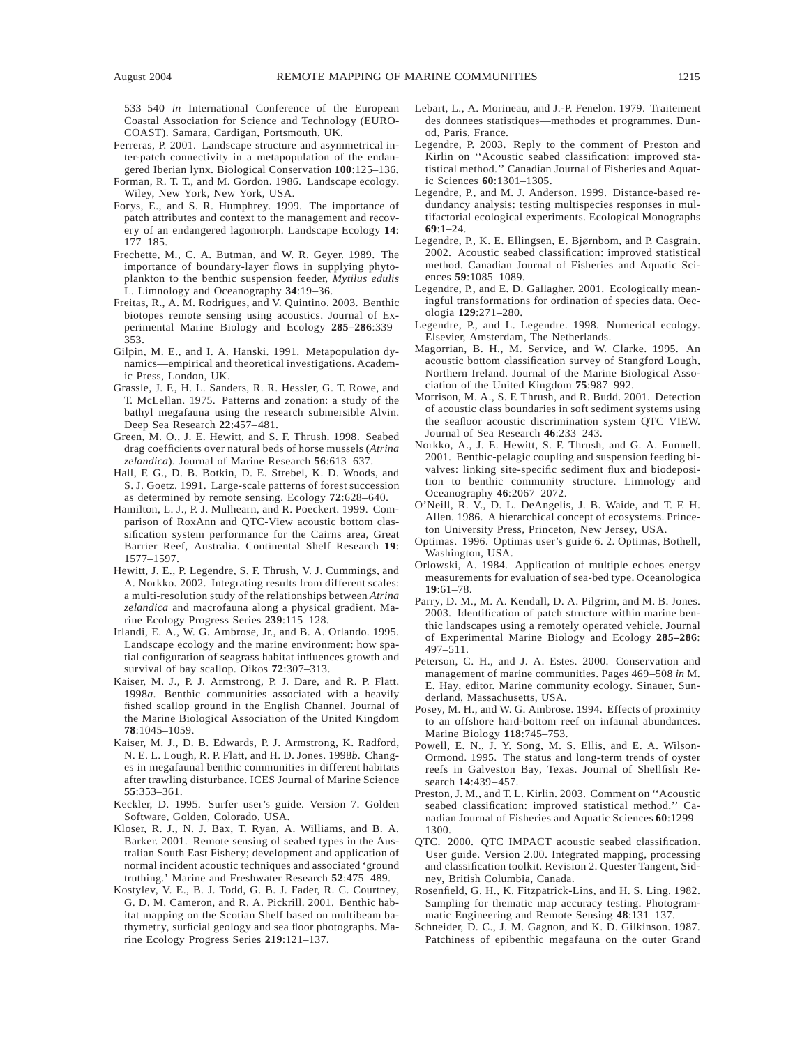533–540 *in* International Conference of the European Coastal Association for Science and Technology (EUROCOAST). Samara, Cardigan, Portsmouth, UK.

Ferreras, P. 2001. Landscape structure and asymmetrical inter-patch connectivity in a metapopulation of the endangered Iberian lynx. Biological Conservation **100**:125–136.

Forman, R. T. T., and M. Gordon. 1986. Landscape ecology. Wiley, New York, New York, USA.

Forys, E., and S. R. Humphrey. 1999. The importance of patch attributes and context to the management and recovery of an endangered lagomorph. Landscape Ecology **14**: 177–185.

Frechette, M., C. A. Butman, and W. R. Geyer. 1989. The importance of boundary-layer flows in supplying phytoplankton to the benthic suspension feeder, *Mytilus edulis* L. Limnology and Oceanography **34**:19–36.

Freitas, R., A. M. Rodrigues, and V. Quintino. 2003. Benthic biotopes remote sensing using acoustics. Journal of Experimental Marine Biology and Ecology **285–286**:339–353.

Gilpin, M. E., and I. A. Hanski. 1991. Metapopulation dynamics—empirical and theoretical investigations. Academic Press, London, UK.

Grassle, J. F., H. L. Sanders, R. R. Hessler, G. T. Rowe, and T. McLellan. 1975. Patterns and zonation: a study of the bathyl megafauna using the research submersible Alvin. Deep Sea Research **22**:457–481.

Green, M. O., J. E. Hewitt, and S. F. Thrush. 1998. Seabed drag coefficients over natural beds of horse mussels (*Atrina zelandica*). Journal of Marine Research **56**:613–637.

Hall, F. G., D. B. Botkin, D. E. Strebel, K. D. Woods, and S. J. Goetz. 1991. Large-scale patterns of forest succession as determined by remote sensing. Ecology **72**:628–640.

Hamilton, L. J., P. J. Mulhearn, and R. Poeckert. 1999. Comparison of RoxAnn and QTC-View acoustic bottom classification system performance for the Cairns area, Great Barrier Reef, Australia. Continental Shelf Research **19**: 1577–1597.

Hewitt, J. E., P. Legendre, S. F. Thrush, V. J. Cummings, and A. Norkko. 2002. Integrating results from different scales: a multi-resolution study of the relationships between *Atrina zelandica* and macrofauna along a physical gradient. Marine Ecology Progress Series **239**:115–128.

Irlandi, E. A., W. G. Ambrose, Jr., and B. A. Orlando. 1995. Landscape ecology and the marine environment: how spatial configuration of seagrass habitat influences growth and survival of bay scallop. Oikos **72**:307–313.

Kaiser, M. J., P. J. Armstrong, P. J. Dare, and R. P. Flatt. 1998*a*. Benthic communities associated with a heavily fished scallop ground in the English Channel. Journal of the Marine Biological Association of the United Kingdom **78**:1045–1059.

Kaiser, M. J., D. B. Edwards, P. J. Armstrong, K. Radford, N. E. L. Lough, R. P. Flatt, and H. D. Jones. 1998*b*. Changes in megafaunal benthic communities in different habitats after trawling disturbance. ICES Journal of Marine Science **55**:353–361.

Keckler, D. 1995. Surfer user's guide. Version 7. Golden Software, Golden, Colorado, USA.

Kloser, R. J., N. J. Bax, T. Ryan, A. Williams, and B. A. Barker. 2001. Remote sensing of seabed types in the Australian South East Fishery; development and application of normal incident acoustic techniques and associated 'ground truthing.' Marine and Freshwater Research **52**:475–489.

Kostylev, V. E., B. J. Todd, G. B. J. Fader, R. C. Courtney, G. D. M. Cameron, and R. A. Pickrill. 2001. Benthic habitat mapping on the Scotian Shelf based on multibeam bathymetry, surficial geology and sea floor photographs. Marine Ecology Progress Series **219**:121–137.

Lebart, L., A. Morineau, and J.-P. Fenelon. 1979. Traitement des donnees statistiques—methodes et programmes. Dunod, Paris, France.

Legendre, P. 2003. Reply to the comment of Preston and Kirlin on ''Acoustic seabed classification: improved statistical method.'' Canadian Journal of Fisheries and Aquatic Sciences **60**:1301–1305.

Legendre, P., and M. J. Anderson. 1999. Distance-based redundancy analysis: testing multispecies responses in multifactorial ecological experiments. Ecological Monographs **69**:1–24.

Legendre, P., K. E. Ellingsen, E. Bjørnbom, and P. Casgrain. 2002. Acoustic seabed classification: improved statistical method. Canadian Journal of Fisheries and Aquatic Sciences **59**:1085–1089.

Legendre, P., and E. D. Gallagher. 2001. Ecologically meaningful transformations for ordination of species data. Oecologia **129**:271–280.

Legendre, P., and L. Legendre. 1998. Numerical ecology. Elsevier, Amsterdam, The Netherlands.

Magorrian, B. H., M. Service, and W. Clarke. 1995. An acoustic bottom classification survey of Stangford Lough, Northern Ireland. Journal of the Marine Biological Association of the United Kingdom **75**:987–992.

Morrison, M. A., S. F. Thrush, and R. Budd. 2001. Detection of acoustic class boundaries in soft sediment systems using the seafloor acoustic discrimination system QTC VIEW. Journal of Sea Research **46**:233–243.

Norkko, A., J. E. Hewitt, S. F. Thrush, and G. A. Funnell. 2001. Benthic-pelagic coupling and suspension feeding bivalves: linking site-specific sediment flux and biodeposition to benthic community structure. Limnology and Oceanography **46**:2067–2072.

O'Neill, R. V., D. L. DeAngelis, J. B. Waide, and T. F. H. Allen. 1986. A hierarchical concept of ecosystems. Princeton University Press, Princeton, New Jersey, USA.

Optimas. 1996. Optimas user's guide 6. 2. Optimas, Bothell, Washington, USA.

Orlowski, A. 1984. Application of multiple echoes energy measurements for evaluation of sea-bed type. Oceanologica **19**:61–78.

Parry, D. M., M. A. Kendall, D. A. Pilgrim, and M. B. Jones. 2003. Identification of patch structure within marine benthic landscapes using a remotely operated vehicle. Journal of Experimental Marine Biology and Ecology **285–286**: 497–511.

Peterson, C. H., and J. A. Estes. 2000. Conservation and management of marine communities. Pages 469–508 *in* M. E. Hay, editor. Marine community ecology. Sinauer, Sunderland, Massachusetts, USA.

Posey, M. H., and W. G. Ambrose. 1994. Effects of proximity to an offshore hard-bottom reef on infaunal abundances. Marine Biology **118**:745–753.

Powell, E. N., J. Y. Song, M. S. Ellis, and E. A. Wilson-Ormond. 1995. The status and long-term trends of oyster reefs in Galveston Bay, Texas. Journal of Shellfish Research **14**:439–457.

Preston, J. M., and T. L. Kirlin. 2003. Comment on ''Acoustic seabed classification: improved statistical method.'' Canadian Journal of Fisheries and Aquatic Sciences **60**:1299–1300.

QTC. 2000. QTC IMPACT acoustic seabed classification. User guide. Version 2.00. Integrated mapping, processing and classification toolkit. Revision 2. Quester Tangent, Sidney, British Columbia, Canada.

Rosenfield, G. H., K. Fitzpatrick-Lins, and H. S. Ling. 1982. Sampling for thematic map accuracy testing. Photogrammatic Engineering and Remote Sensing **48**:131–137.

Schneider, D. C., J. M. Gagnon, and K. D. Gilkinson. 1987. Patchiness of epibenthic megafauna on the outer Grand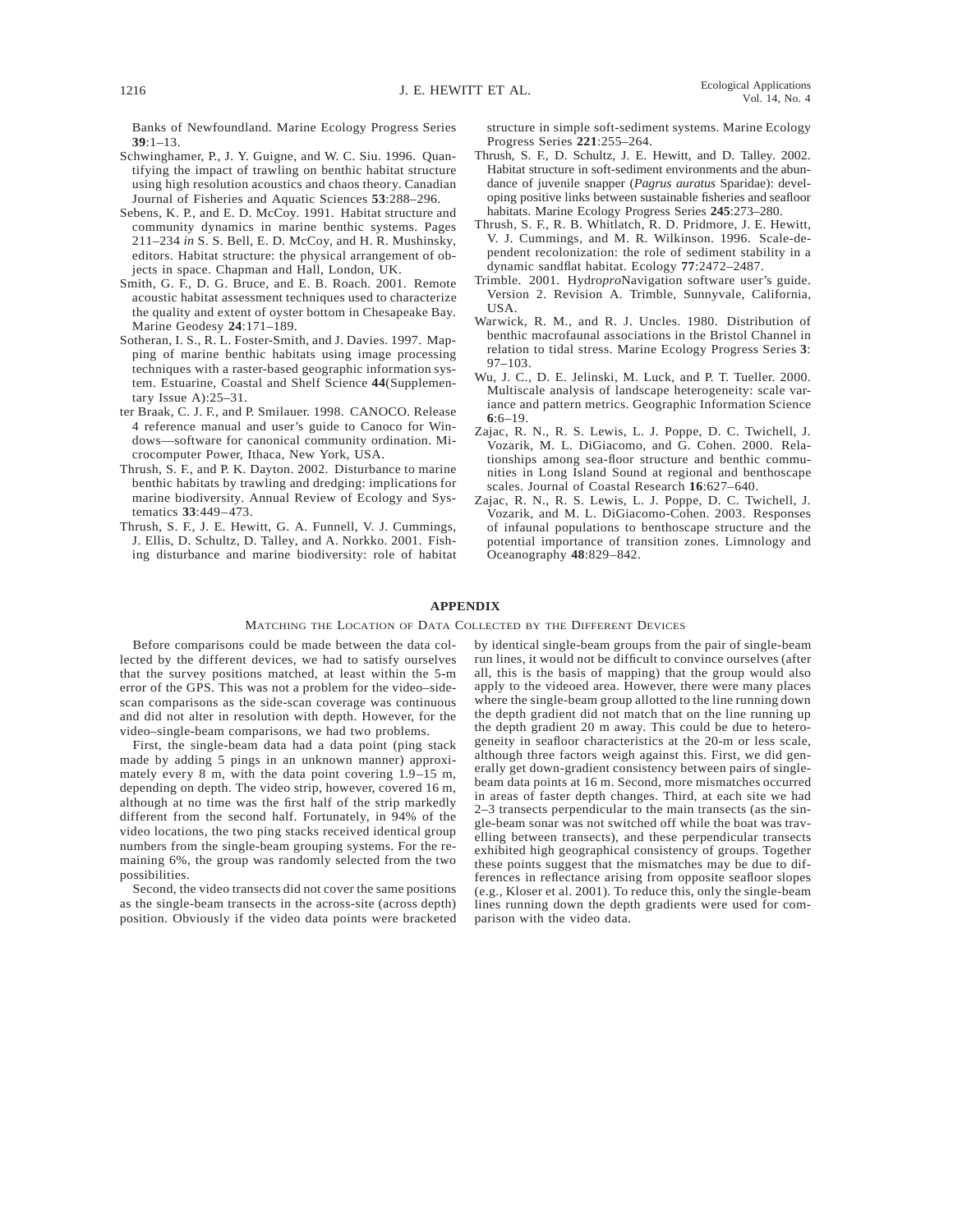Banks of Newfoundland. Marine Ecology Progress Series **39**:1–13.

Schwinghamer, P., J. Y. Guigne, and W. C. Siu. 1996. Quantifying the impact of trawling on benthic habitat structure using high resolution acoustics and chaos theory. Canadian Journal of Fisheries and Aquatic Sciences **53**:288–296.

Sebens, K. P., and E. D. McCoy. 1991. Habitat structure and community dynamics in marine benthic systems. Pages 211–234 *in* S. S. Bell, E. D. McCoy, and H. R. Mushinsky, editors. Habitat structure: the physical arrangement of objects in space. Chapman and Hall, London, UK.

Smith, G. F., D. G. Bruce, and E. B. Roach. 2001. Remote acoustic habitat assessment techniques used to characterize the quality and extent of oyster bottom in Chesapeake Bay. Marine Geodesy **24**:171–189.

Sotheran, I. S., R. L. Foster-Smith, and J. Davies. 1997. Mapping of marine benthic habitats using image processing techniques with a raster-based geographic information system. Estuarine, Coastal and Shelf Science **44**(Supplementary Issue A):25–31.

ter Braak, C. J. F., and P. Smilauer. 1998. CANOCO. Release 4 reference manual and user's guide to Canoco for Windows—software for canonical community ordination. Microcomputer Power, Ithaca, New York, USA.

Thrush, S. F., and P. K. Dayton. 2002. Disturbance to marine benthic habitats by trawling and dredging: implications for marine biodiversity. Annual Review of Ecology and Systematics **33**:449–473.

Thrush, S. F., J. E. Hewitt, G. A. Funnell, V. J. Cummings, J. Ellis, D. Schultz, D. Talley, and A. Norkko. 2001. Fishing disturbance and marine biodiversity: role of habitat structure in simple soft-sediment systems. Marine Ecology Progress Series **221**:255–264.

Thrush, S. F., D. Schultz, J. E. Hewitt, and D. Talley. 2002. Habitat structure in soft-sediment environments and the abundance of juvenile snapper (*Pagrus auratus* Sparidae): developing positive links between sustainable fisheries and seafloor habitats. Marine Ecology Progress Series **245**:273–280.

Thrush, S. F., R. B. Whitlatch, R. D. Pridmore, J. E. Hewitt, V. J. Cummings, and M. R. Wilkinson. 1996. Scale-dependent recolonization: the role of sediment stability in a dynamic sandflat habitat. Ecology **77**:2472–2487.

Trimble. 2001. Hydro*pro*Navigation software user's guide. Version 2. Revision A. Trimble, Sunnyvale, California, USA.

Warwick, R. M., and R. J. Uncles. 1980. Distribution of benthic macrofaunal associations in the Bristol Channel in relation to tidal stress. Marine Ecology Progress Series **3**: 97–103.

Wu, J. C., D. E. Jelinski, M. Luck, and P. T. Tueller. 2000. Multiscale analysis of landscape heterogeneity: scale variance and pattern metrics. Geographic Information Science **6**:6–19.

Zajac, R. N., R. S. Lewis, L. J. Poppe, D. C. Twichell, J. Vozarik, M. L. DiGiacomo, and G. Cohen. 2000. Relationships among sea-floor structure and benthic communities in Long Island Sound at regional and benthoscape scales. Journal of Coastal Research **16**:627–640.

Zajac, R. N., R. S. Lewis, L. J. Poppe, D. C. Twichell, J. Vozarik, and M. L. DiGiacomo-Cohen. 2003. Responses of infaunal populations to benthoscape structure and the potential importance of transition zones. Limnology and Oceanography **48**:829–842.

## APPENDIX

### Matching the Location of Data Collected by the Different Devices

Before comparisons could be made between the data collected by the different devices, we had to satisfy ourselves that the survey positions matched, at least within the 5-m error of the GPS. This was not a problem for the video–side-scan comparisons as the side-scan coverage was continuous and did not alter in resolution with depth. However, for the video–single-beam comparisons, we had two problems.

First, the single-beam data had a data point (ping stack made by adding 5 pings in an unknown manner) approximately every 8 m, with the data point covering 1.9–15 m, depending on depth. The video strip, however, covered 16 m, although at no time was the first half of the strip markedly different from the second half. Fortunately, in 94% of the video locations, the two ping stacks received identical group numbers from the single-beam grouping systems. For the remaining 6%, the group was randomly selected from the two possibilities.

Second, the video transects did not cover the same positions as the single-beam transects in the across-site (across depth) position. Obviously if the video data points were bracketed by identical single-beam groups from the pair of single-beam run lines, it would not be difficult to convince ourselves (after all, this is the basis of mapping) that the group would also apply to the videoed area. However, there were many places where the single-beam group allotted to the line running down the depth gradient did not match that on the line running up the depth gradient 20 m away. This could be due to heterogeneity in seafloor characteristics at the 20-m or less scale, although three factors weigh against this. First, we did generally get down-gradient consistency between pairs of single-beam data points at 16 m. Second, more mismatches occurred in areas of faster depth changes. Third, at each site we had 2–3 transects perpendicular to the main transects (as the single-beam sonar was not switched off while the boat was travelling between transects), and these perpendicular transects exhibited high geographical consistency of groups. Together these points suggest that the mismatches may be due to differences in reflectance arising from opposite seafloor slopes (e.g., Kloser et al. 2001). To reduce this, only the single-beam lines running down the depth gradients were used for comparison with the video data.